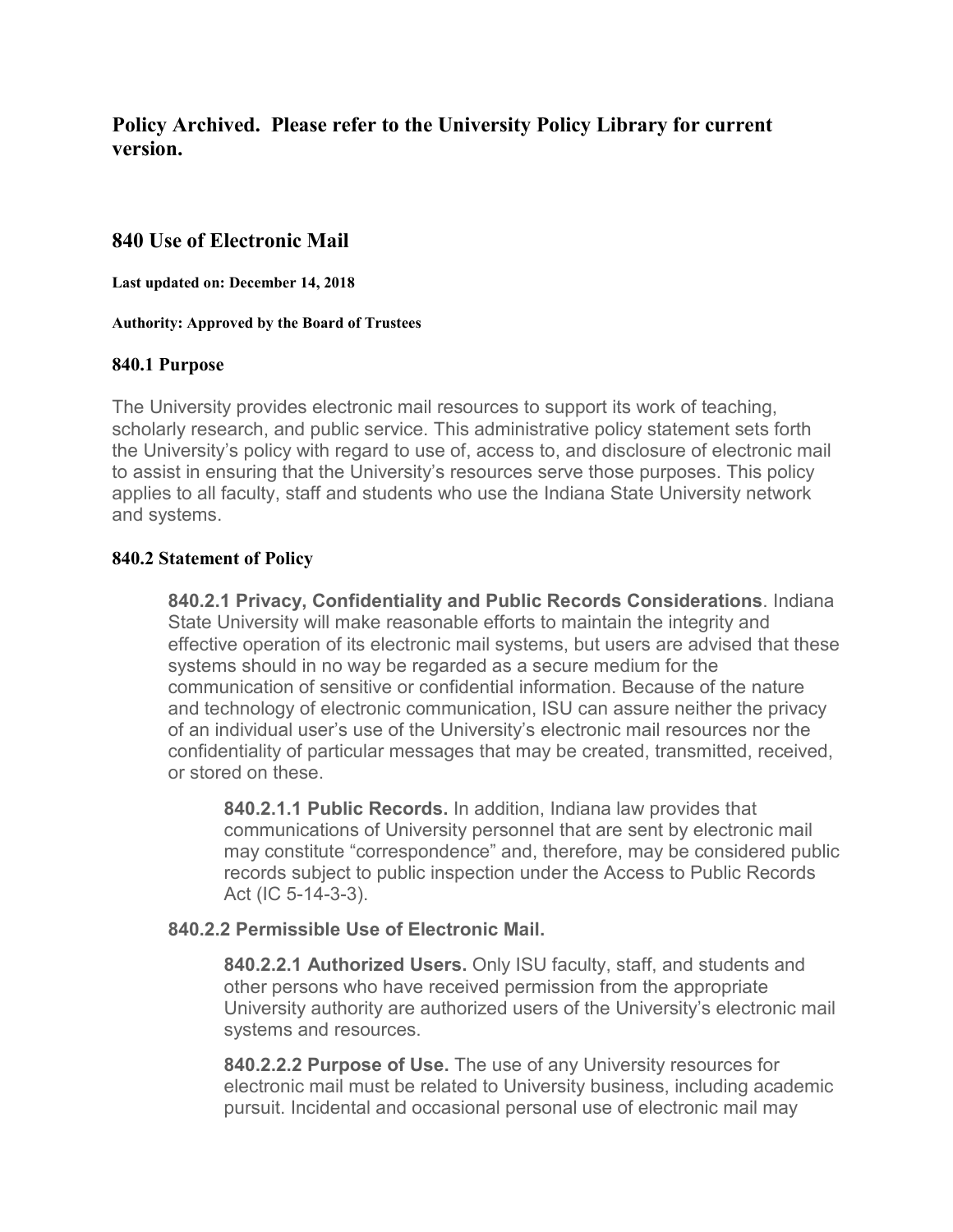**Policy Archived. Please refer to the University Policy Library for current version.**

## 840 Use of Electronic Mail

**Last updated on: December 14, 2018**

**Authority: Approved by the Board of Trustees**

### 840.1 Purpose

The University provides electronic mail resources to support its work of teaching, scholarly research, and public service. This administrative policy statement sets forth the University's policy with regard to use of, access to, and disclosure of electronic mail to assist in ensuring that the University's resources serve those purposes. This policy applies to all faculty, staff and students who use the Indiana State University network and systems.

### 840.2 Statement of Policy

**840.2.1 Privacy, Confidentiality and Public Records Considerations**. Indiana State University will make reasonable efforts to maintain the integrity and effective operation of its electronic mail systems, but users are advised that these systems should in no way be regarded as a secure medium for the communication of sensitive or confidential information. Because of the nature and technology of electronic communication, ISU can assure neither the privacy of an individual user's use of the University's electronic mail resources nor the confidentiality of particular messages that may be created, transmitted, received, or stored on these.

**840.2.1.1 Public Records.** In addition, Indiana law provides that communications of University personnel that are sent by electronic mail may constitute "correspondence" and, therefore, may be considered public records subject to public inspection under the Access to Public Records Act (IC 5-14-3-3).

**840.2.2 Permissible Use of Electronic Mail.**

**840.2.2.1 Authorized Users.** Only ISU faculty, staff, and students and other persons who have received permission from the appropriate University authority are authorized users of the University's electronic mail systems and resources.

**840.2.2.2 Purpose of Use.** The use of any University resources for electronic mail must be related to University business, including academic pursuit. Incidental and occasional personal use of electronic mail may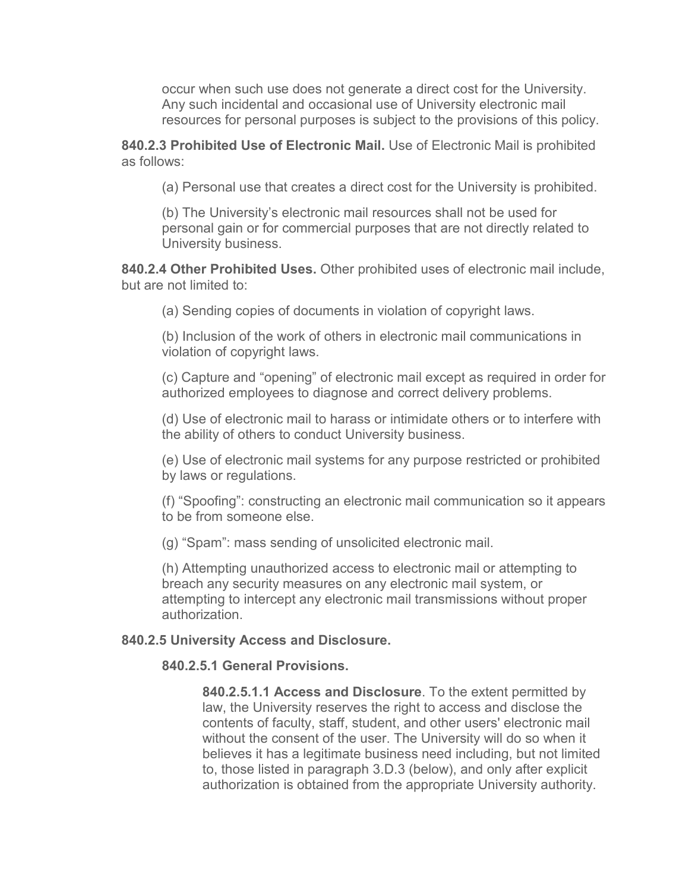occur when such use does not generate a direct cost for the University. Any such incidental and occasional use of University electronic mail resources for personal purposes is subject to the provisions of this policy.

**840.2.3 Prohibited Use of Electronic Mail.** Use of Electronic Mail is prohibited as follows:

(a) Personal use that creates a direct cost for the University is prohibited.

(b) The University's electronic mail resources shall not be used for personal gain or for commercial purposes that are not directly related to University business.

**840.2.4 Other Prohibited Uses.** Other prohibited uses of electronic mail include, but are not limited to:

(a) Sending copies of documents in violation of copyright laws.

(b) Inclusion of the work of others in electronic mail communications in violation of copyright laws.

(c) Capture and "opening" of electronic mail except as required in order for authorized employees to diagnose and correct delivery problems.

(d) Use of electronic mail to harass or intimidate others or to interfere with the ability of others to conduct University business.

(e) Use of electronic mail systems for any purpose restricted or prohibited by laws or regulations.

(f) "Spoofing": constructing an electronic mail communication so it appears to be from someone else.

(g) "Spam": mass sending of unsolicited electronic mail.

(h) Attempting unauthorized access to electronic mail or attempting to breach any security measures on any electronic mail system, or attempting to intercept any electronic mail transmissions without proper authorization.

**840.2.5 University Access and Disclosure.**

**840.2.5.1 General Provisions.**

**840.2.5.1.1 Access and Disclosure**. To the extent permitted by law, the University reserves the right to access and disclose the contents of faculty, staff, student, and other users' electronic mail without the consent of the user. The University will do so when it believes it has a legitimate business need including, but not limited to, those listed in paragraph 3.D.3 (below), and only after explicit authorization is obtained from the appropriate University authority.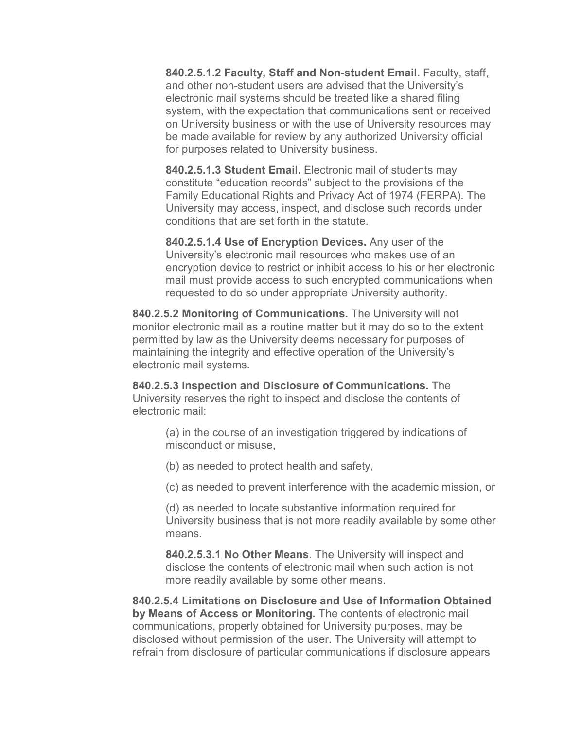**840.2.5.1.2 Faculty, Staff and Non-student Email.** Faculty, staff, and other non-student users are advised that the University's electronic mail systems should be treated like a shared filing system, with the expectation that communications sent or received on University business or with the use of University resources may be made available for review by any authorized University official for purposes related to University business.

**840.2.5.1.3 Student Email.** Electronic mail of students may constitute "education records" subject to the provisions of the Family Educational Rights and Privacy Act of 1974 (FERPA). The University may access, inspect, and disclose such records under conditions that are set forth in the statute.

**840.2.5.1.4 Use of Encryption Devices.** Any user of the University's electronic mail resources who makes use of an encryption device to restrict or inhibit access to his or her electronic mail must provide access to such encrypted communications when requested to do so under appropriate University authority.

**840.2.5.2 Monitoring of Communications.** The University will not monitor electronic mail as a routine matter but it may do so to the extent permitted by law as the University deems necessary for purposes of maintaining the integrity and effective operation of the University's electronic mail systems.

**840.2.5.3 Inspection and Disclosure of Communications.** The University reserves the right to inspect and disclose the contents of electronic mail:

(a) in the course of an investigation triggered by indications of misconduct or misuse,

(b) as needed to protect health and safety,

(c) as needed to prevent interference with the academic mission, or

(d) as needed to locate substantive information required for University business that is not more readily available by some other means.

**840.2.5.3.1 No Other Means.** The University will inspect and disclose the contents of electronic mail when such action is not more readily available by some other means.

**840.2.5.4 Limitations on Disclosure and Use of Information Obtained by Means of Access or Monitoring.** The contents of electronic mail communications, properly obtained for University purposes, may be disclosed without permission of the user. The University will attempt to refrain from disclosure of particular communications if disclosure appears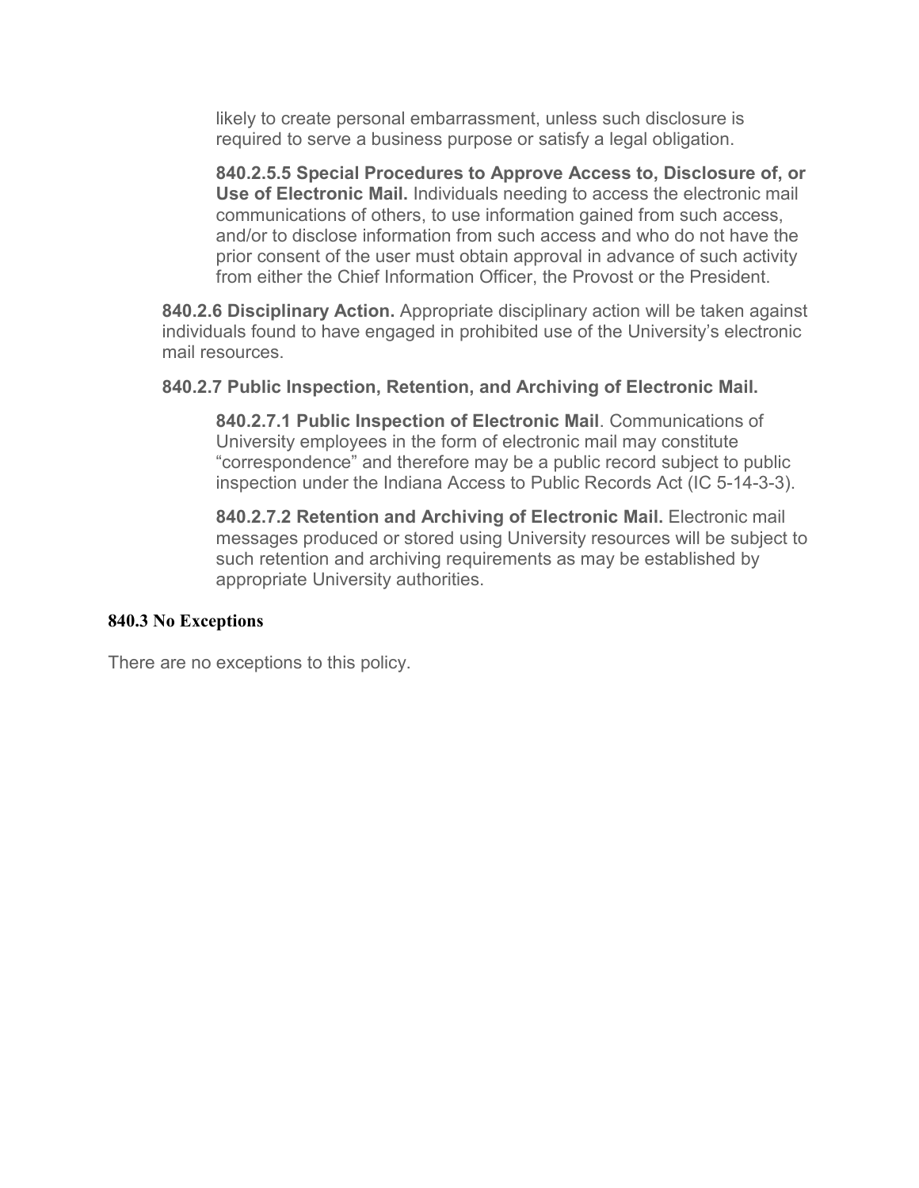likely to create personal embarrassment, unless such disclosure is required to serve a business purpose or satisfy a legal obligation.

**840.2.5.5 Special Procedures to Approve Access to, Disclosure of, or Use of Electronic Mail.** Individuals needing to access the electronic mail communications of others, to use information gained from such access, and/or to disclose information from such access and who do not have the prior consent of the user must obtain approval in advance of such activity from either the Chief Information Officer, the Provost or the President.

**840.2.6 Disciplinary Action.** Appropriate disciplinary action will be taken against individuals found to have engaged in prohibited use of the University's electronic mail resources.

**840.2.7 Public Inspection, Retention, and Archiving of Electronic Mail.**

**840.2.7.1 Public Inspection of Electronic Mail**. Communications of University employees in the form of electronic mail may constitute "correspondence" and therefore may be a public record subject to public inspection under the Indiana Access to Public Records Act (IC 5-14-3-3).

**840.2.7.2 Retention and Archiving of Electronic Mail.** Electronic mail messages produced or stored using University resources will be subject to such retention and archiving requirements as may be established by appropriate University authorities.

## 840.3 No Exceptions

There are no exceptions to this policy.